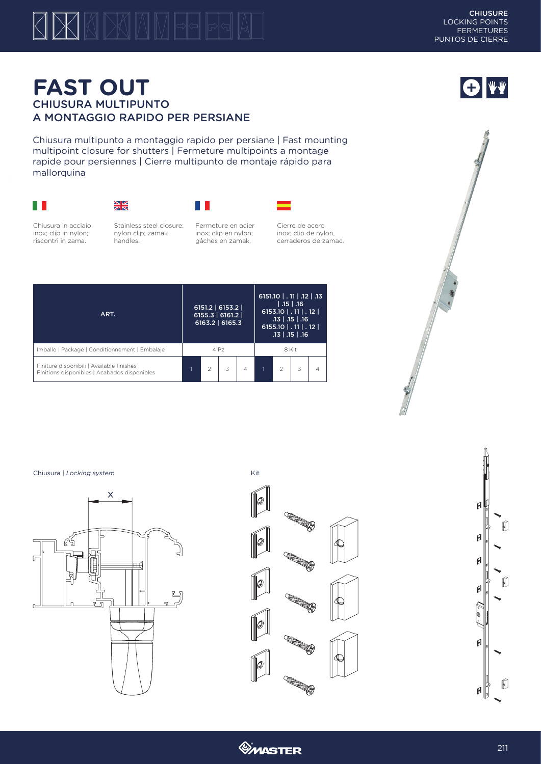# FAST OUT

## CHIUSURA MULTIPUNTO A MONTAGGIO RAPIDO PER PERSIANE

Chiusura multipunto a montaggio rapido per persiane | Fast mounting multipoint closure for shutters | Fermeture multipoints a montage rapide pour persiennes | Cierre multipunto de montaje rápido para mallorquina

Chiusura in acciaio inox; clip in nylon; riscontri in zama.

Stainless steel closure; nylon clip; zamak handles.

Fermeture en acier inox; clip en nylon; gâches en zamak.

Cierre de acero inox; clip de nylon, cerraderos de zamac.

| ART. | 6151.2 \| 6153.2 \| 6155.3 \| 6161.2 \| 6163.2 \| 6165.3 | | | | 6151.10 \| . 11 \| .12 \| .13 \| .15 \| .16 6153.10 \| . 11 \| . 12 \| .13 \| .15 \| .16 6155.10 \| . 11 \| . 12 \| .13 \| .15 \| .16 | | | |
|---|---|---|---|---|---|---|---|---|
| Imballo \| Package \| Conditionnement \| Embalaje | 4 Pz | | | | 8 Kit | | | |
| Finiture disponibili \| Available finishes Finitions disponibles \| Acabados disponibles | 1 | 2 | 3 | 4 | 1 | 2 | 3 | 4 |

Chiusura | *Locking system*

X

Kit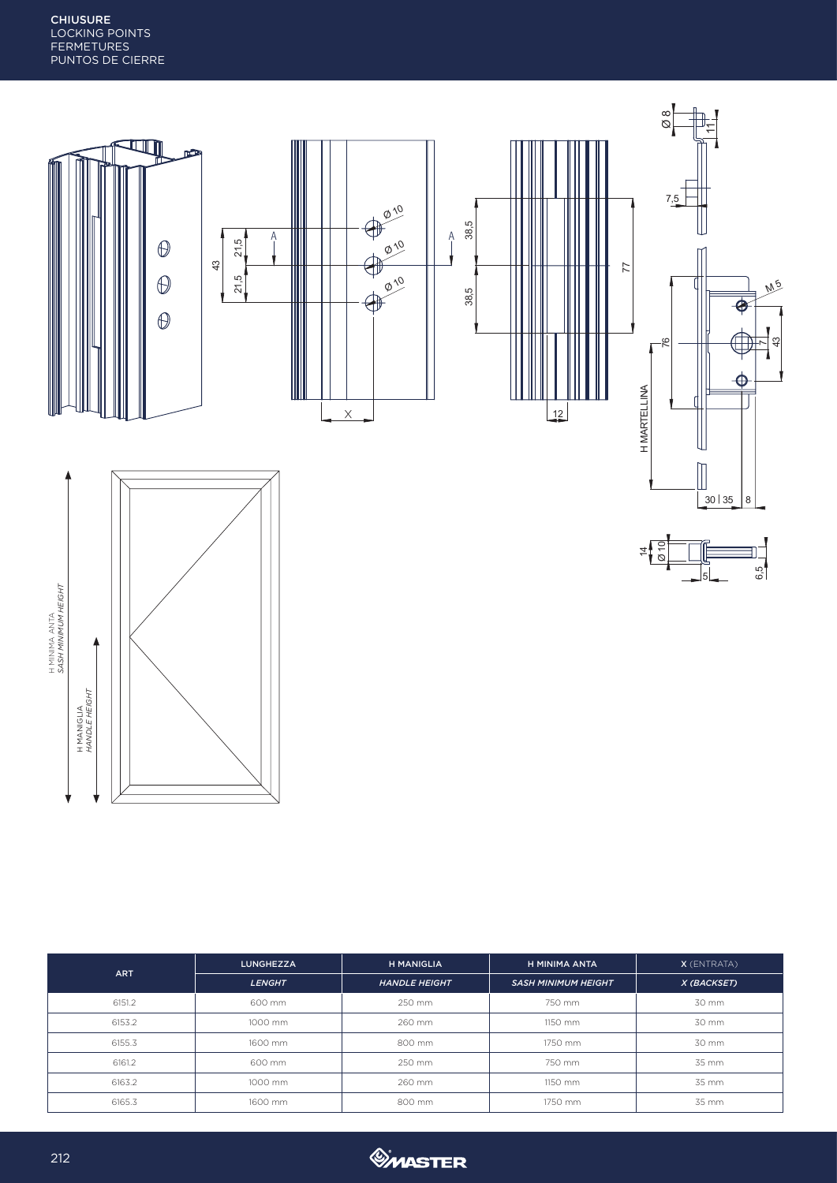# CHIUSURE
LOCKING POINTS
FERMETURES
PUNTOS DE CIERRE

| ART | LUNGHEZZA | H MANIGLIA | H MINIMA ANTA | X (ENTRATA) |
|---|---|---|---|---|
| | *LENGHT* | *HANDLE HEIGHT* | *SASH MINIMUM HEIGHT* | *X (BACKSET)* |
| 6151.2 | 600 mm | 250 mm | 750 mm | 30 mm |
| 6153.2 | 1000 mm | 260 mm | 1150 mm | 30 mm |
| 6155.3 | 1600 mm | 800 mm | 1750 mm | 30 mm |
| 6161.2 | 600 mm | 250 mm | 750 mm | 35 mm |
| 6163.2 | 1000 mm | 260 mm | 1150 mm | 35 mm |
| 6165.3 | 1600 mm | 800 mm | 1750 mm | 35 mm |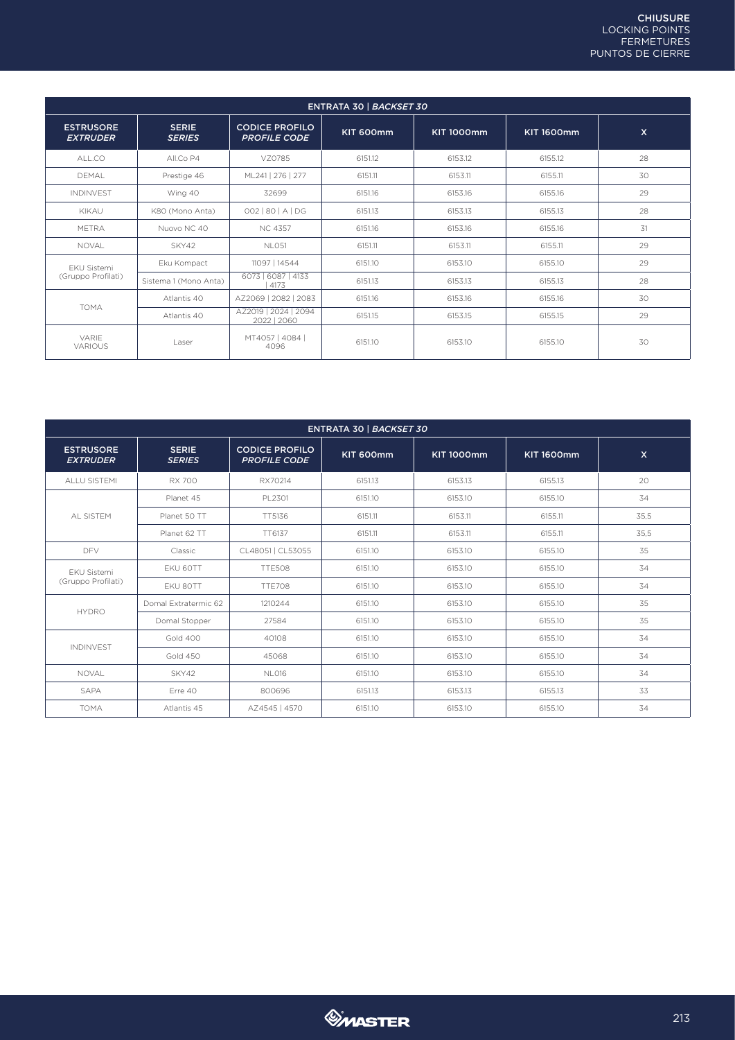# CHIUSURE
LOCKING POINTS
FERMETURES
PUNTOS DE CIERRE

| ENTRATA 30 \| *BACKSET 30* | | | | | | |
|---|---|---|---|---|---|---|
| **ESTRUSORE** *EXTRUDER* | **SERIE** *SERIES* | **CODICE PROFILO** *PROFILE CODE* | **KIT 600mm** | **KIT 1000mm** | **KIT 1600mm** | **X** |
| ALL.CO | All.Co P4 | VZ0785 | 6151.12 | 6153.12 | 6155.12 | 28 |
| DEMAL | Prestige 46 | ML241 \| 276 \| 277 | 6151.11 | 6153.11 | 6155.11 | 30 |
| INDINVEST | Wing 40 | 32699 | 6151.16 | 6153.16 | 6155.16 | 29 |
| KIKAU | K80 (Mono Anta) | 002 \| 80 \| A \| DG | 6151.13 | 6153.13 | 6155.13 | 28 |
| METRA | Nuovo NC 40 | NC 4357 | 6151.16 | 6153.16 | 6155.16 | 31 |
| NOVAL | SKY42 | NL051 | 6151.11 | 6153.11 | 6155.11 | 29 |
| EKU Sistemi (Gruppo Profilati) | Eku Kompact | 11097 \| 14544 | 6151.10 | 6153.10 | 6155.10 | 29 |
| | Sistema 1 (Mono Anta) | 6073 \| 6087 \| 4133 \| 4173 | 6151.13 | 6153.13 | 6155.13 | 28 |
| TOMA | Atlantis 40 | AZ2069 \| 2082 \| 2083 | 6151.16 | 6153.16 | 6155.16 | 30 |
| | Atlantis 40 | AZ2019 \| 2024 \| 2094 2022 \| 2060 | 6151.15 | 6153.15 | 6155.15 | 29 |
| VARIE VARIOUS | Laser | MT4057 \| 4084 \| 4096 | 6151.10 | 6153.10 | 6155.10 | 30 |

| ENTRATA 30 \| *BACKSET 30* | | | | | | |
|---|---|---|---|---|---|---|
| **ESTRUSORE** *EXTRUDER* | **SERIE** *SERIES* | **CODICE PROFILO** *PROFILE CODE* | **KIT 600mm** | **KIT 1000mm** | **KIT 1600mm** | **X** |
| ALLU SISTEMI | RX 700 | RX70214 | 6151.13 | 6153.13 | 6155.13 | 20 |
| AL SISTEM | Planet 45 | PL2301 | 6151.10 | 6153.10 | 6155.10 | 34 |
| | Planet 50 TT | TT5136 | 6151.11 | 6153.11 | 6155.11 | 35,5 |
| | Planet 62 TT | TT6137 | 6151.11 | 6153.11 | 6155.11 | 35,5 |
| DFV | Classic | CL48051 \| CL53055 | 6151.10 | 6153.10 | 6155.10 | 35 |
| EKU Sistemi (Gruppo Profilati) | EKU 60TT | TTE508 | 6151.10 | 6153.10 | 6155.10 | 34 |
| | EKU 80TT | TTE708 | 6151.10 | 6153.10 | 6155.10 | 34 |
| HYDRO | Domal Extratermic 62 | 1210244 | 6151.10 | 6153.10 | 6155.10 | 35 |
| | Domal Stopper | 27584 | 6151.10 | 6153.10 | 6155.10 | 35 |
| INDINVEST | Gold 400 | 40108 | 6151.10 | 6153.10 | 6155.10 | 34 |
| | Gold 450 | 45068 | 6151.10 | 6153.10 | 6155.10 | 34 |
| NOVAL | SKY42 | NL016 | 6151.10 | 6153.10 | 6155.10 | 34 |
| SAPA | Erre 40 | 800696 | 6151.13 | 6153.13 | 6155.13 | 33 |
| TOMA | Atlantis 45 | AZ4545 \| 4570 | 6151.10 | 6153.10 | 6155.10 | 34 |